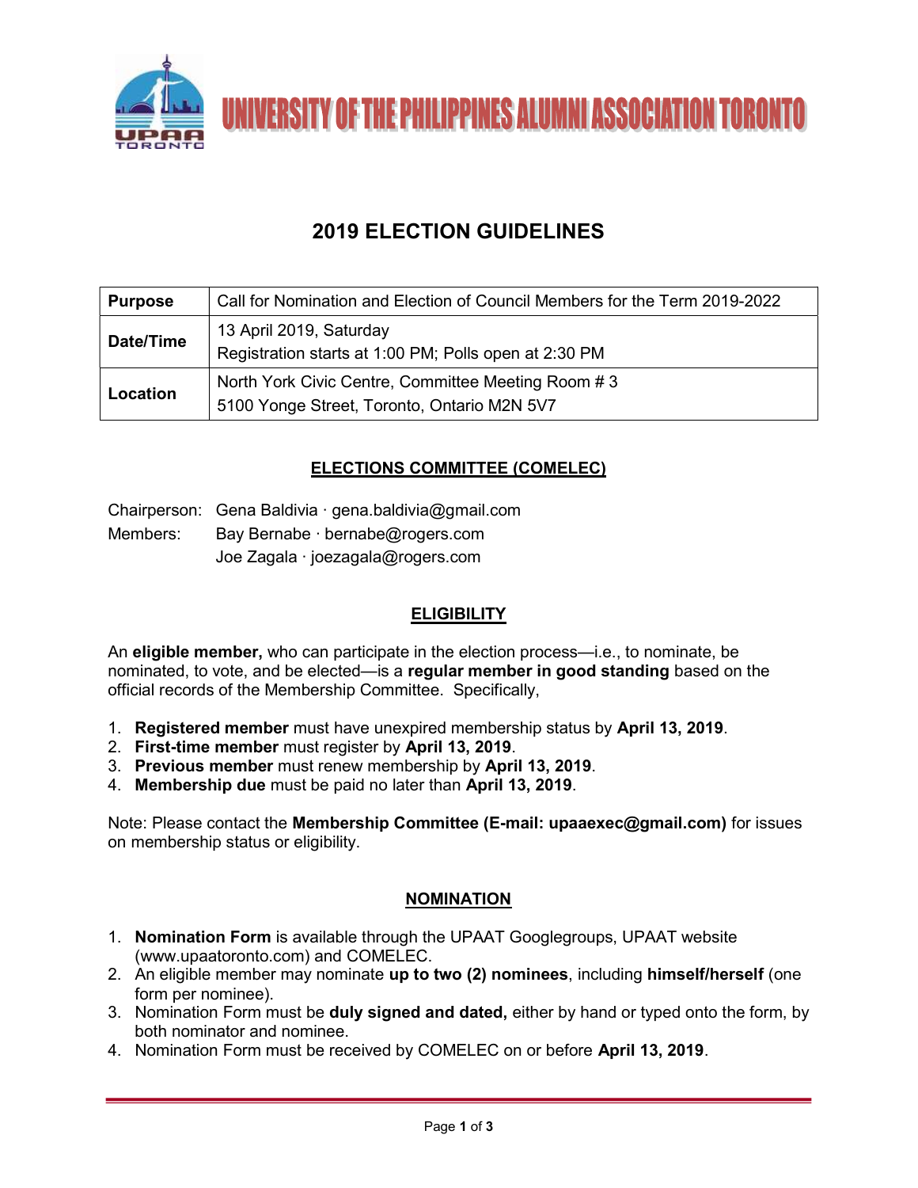# UNIVERSITY OF THE PHILIPPINES ALUMNI ASSOCIATION TORONTO

## 2019 ELECTION GUIDELINES

| **Purpose** | Call for Nomination and Election of Council Members for the Term 2019-2022 |
|---|---|
| **Date/Time** | 13 April 2019, Saturday<br>Registration starts at 1:00 PM; Polls open at 2:30 PM |
| **Location** | North York Civic Centre, Committee Meeting Room # 3<br>5100 Yonge Street, Toronto, Ontario M2N 5V7 |

### ELECTIONS COMMITTEE (COMELEC)

Chairperson: Gena Baldivia · gena.baldivia@gmail.com
Members: Bay Bernabe · bernabe@rogers.com
Joe Zagala · joezagala@rogers.com

### ELIGIBILITY

An **eligible member,** who can participate in the election process—i.e., to nominate, be nominated, to vote, and be elected—is a **regular member in good standing** based on the official records of the Membership Committee. Specifically,

1. **Registered member** must have unexpired membership status by **April 13, 2019**.
2. **First-time member** must register by **April 13, 2019**.
3. **Previous member** must renew membership by **April 13, 2019**.
4. **Membership due** must be paid no later than **April 13, 2019**.

Note: Please contact the **Membership Committee (E-mail: upaaexec@gmail.com)** for issues on membership status or eligibility.

### NOMINATION

1. **Nomination Form** is available through the UPAAT Googlegroups, UPAAT website (www.upaatoronto.com) and COMELEC.
2. An eligible member may nominate **up to two (2) nominees**, including **himself/herself** (one form per nominee).
3. Nomination Form must be **duly signed and dated,** either by hand or typed onto the form, by both nominator and nominee.
4. Nomination Form must be received by COMELEC on or before **April 13, 2019**.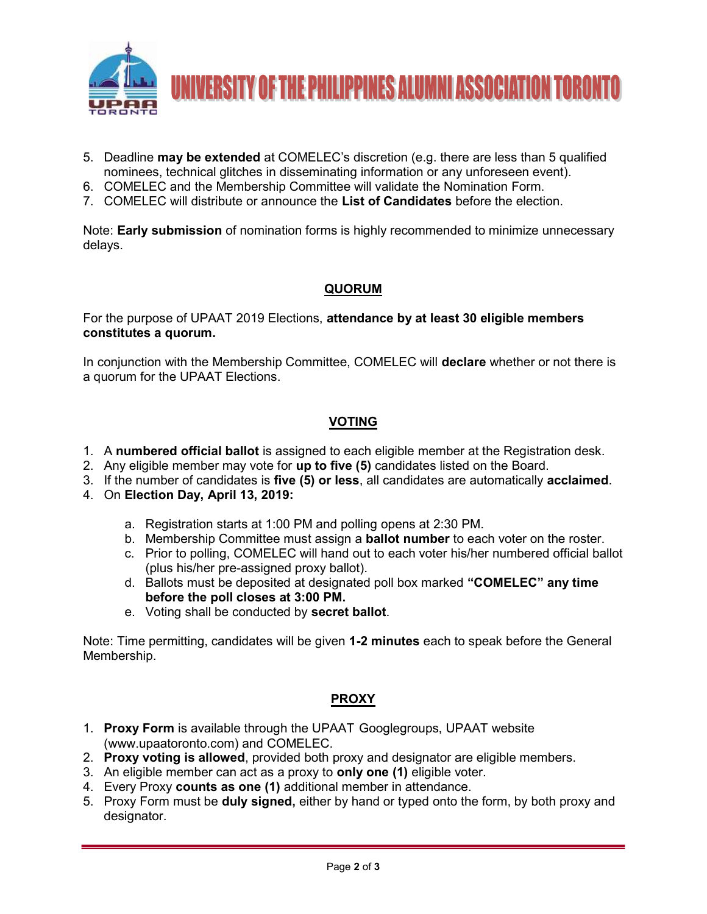5. Deadline **may be extended** at COMELEC's discretion (e.g. there are less than 5 qualified nominees, technical glitches in disseminating information or any unforeseen event).
6. COMELEC and the Membership Committee will validate the Nomination Form.
7. COMELEC will distribute or announce the **List of Candidates** before the election.

Note: **Early submission** of nomination forms is highly recommended to minimize unnecessary delays.

## QUORUM

For the purpose of UPAAT 2019 Elections, **attendance by at least 30 eligible members constitutes a quorum.**

In conjunction with the Membership Committee, COMELEC will **declare** whether or not there is a quorum for the UPAAT Elections.

## VOTING

1. A **numbered official ballot** is assigned to each eligible member at the Registration desk.
2. Any eligible member may vote for **up to five (5)** candidates listed on the Board.
3. If the number of candidates is **five (5) or less**, all candidates are automatically **acclaimed**.
4. On **Election Day, April 13, 2019:**
   a. Registration starts at 1:00 PM and polling opens at 2:30 PM.
   b. Membership Committee must assign a **ballot number** to each voter on the roster.
   c. Prior to polling, COMELEC will hand out to each voter his/her numbered official ballot (plus his/her pre-assigned proxy ballot).
   d. Ballots must be deposited at designated poll box marked **"COMELEC" any time before the poll closes at 3:00 PM.**
   e. Voting shall be conducted by **secret ballot**.

Note: Time permitting, candidates will be given **1-2 minutes** each to speak before the General Membership.

## PROXY

1. **Proxy Form** is available through the UPAAT Googlegroups, UPAAT website (www.upaatoronto.com) and COMELEC.
2. **Proxy voting is allowed**, provided both proxy and designator are eligible members.
3. An eligible member can act as a proxy to **only one (1)** eligible voter.
4. Every Proxy **counts as one (1)** additional member in attendance.
5. Proxy Form must be **duly signed,** either by hand or typed onto the form, by both proxy and designator.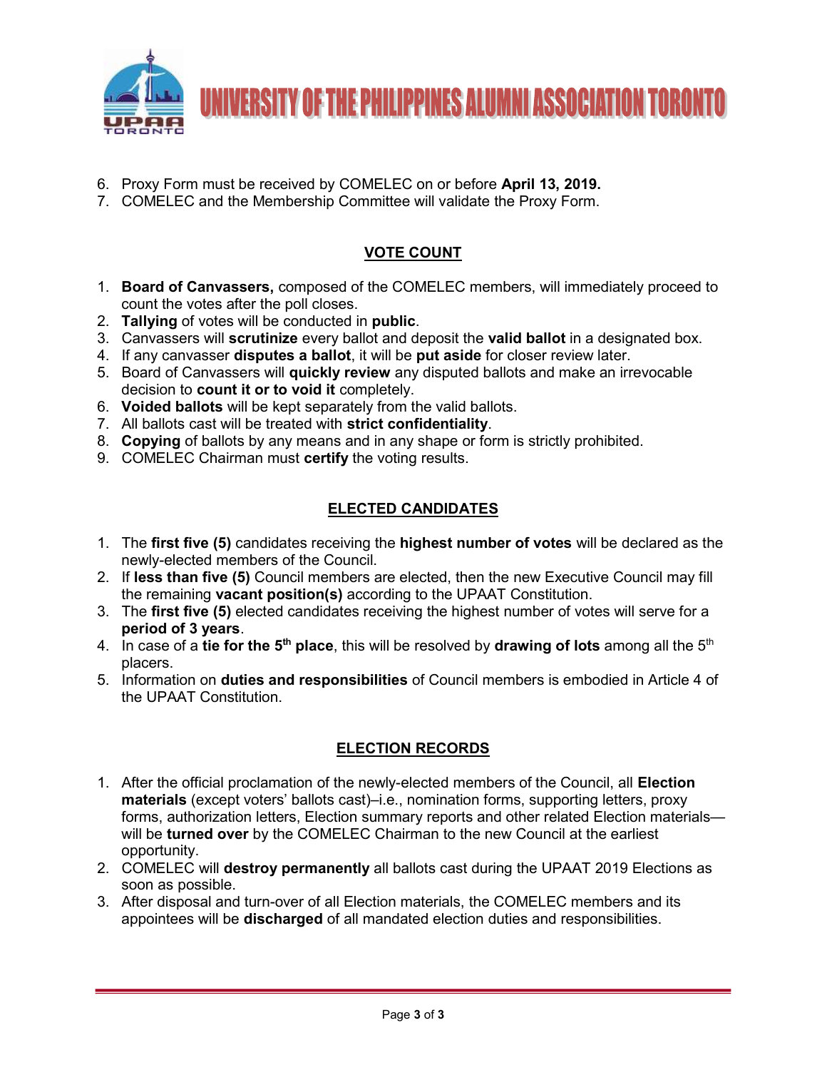6. Proxy Form must be received by COMELEC on or before **April 13, 2019.**
7. COMELEC and the Membership Committee will validate the Proxy Form.

## VOTE COUNT

1. **Board of Canvassers,** composed of the COMELEC members, will immediately proceed to count the votes after the poll closes.
2. **Tallying** of votes will be conducted in **public**.
3. Canvassers will **scrutinize** every ballot and deposit the **valid ballot** in a designated box.
4. If any canvasser **disputes a ballot**, it will be **put aside** for closer review later.
5. Board of Canvassers will **quickly review** any disputed ballots and make an irrevocable decision to **count it or to void it** completely.
6. **Voided ballots** will be kept separately from the valid ballots.
7. All ballots cast will be treated with **strict confidentiality**.
8. **Copying** of ballots by any means and in any shape or form is strictly prohibited.
9. COMELEC Chairman must **certify** the voting results.

## ELECTED CANDIDATES

1. The **first five (5)** candidates receiving the **highest number of votes** will be declared as the newly-elected members of the Council.
2. If **less than five (5)** Council members are elected, then the new Executive Council may fill the remaining **vacant position(s)** according to the UPAAT Constitution.
3. The **first five (5)** elected candidates receiving the highest number of votes will serve for a **period of 3 years**.
4. In case of a **tie for the 5th place**, this will be resolved by **drawing of lots** among all the 5th placers.
5. Information on **duties and responsibilities** of Council members is embodied in Article 4 of the UPAAT Constitution.

## ELECTION RECORDS

1. After the official proclamation of the newly-elected members of the Council, all **Election materials** (except voters' ballots cast)–i.e., nomination forms, supporting letters, proxy forms, authorization letters, Election summary reports and other related Election materials—will be **turned over** by the COMELEC Chairman to the new Council at the earliest opportunity.
2. COMELEC will **destroy permanently** all ballots cast during the UPAAT 2019 Elections as soon as possible.
3. After disposal and turn-over of all Election materials, the COMELEC members and its appointees will be **discharged** of all mandated election duties and responsibilities.